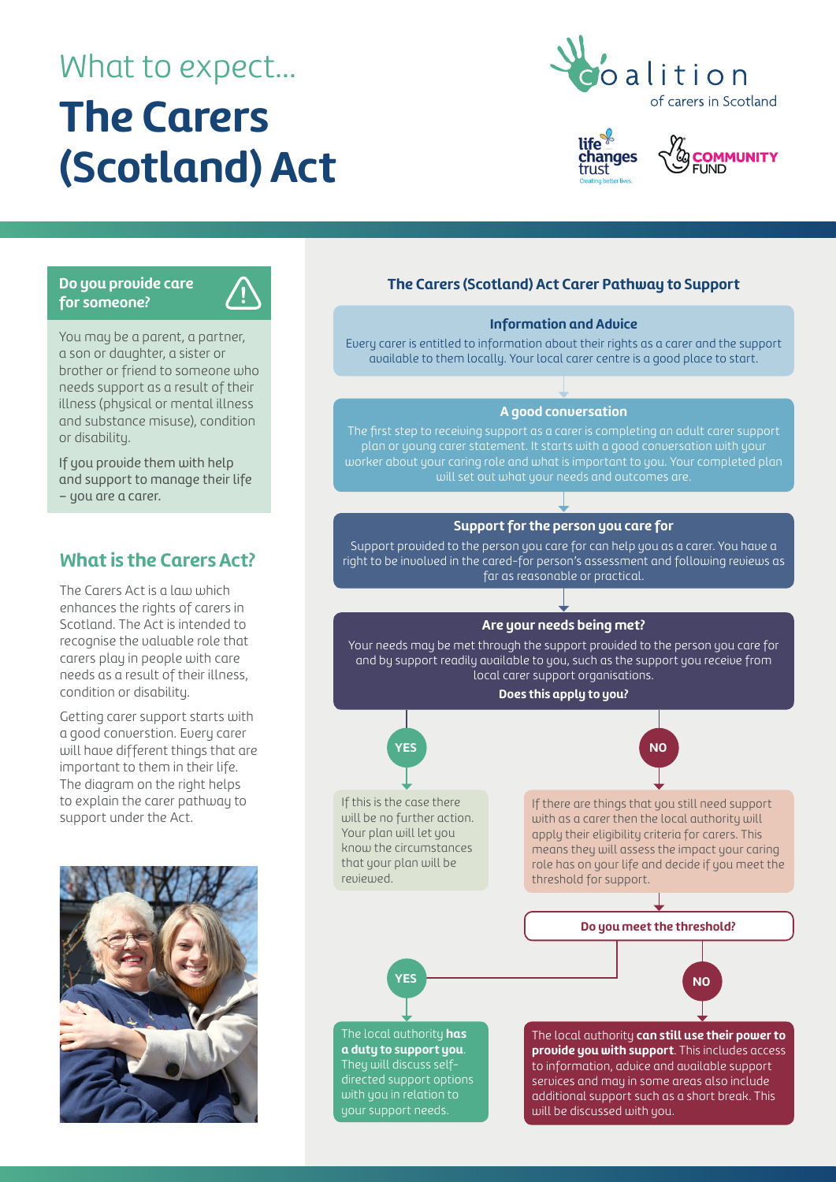What to expect...

# The Carers (Scotland) Act

### Do you provide care for someone?

You may be a parent, a partner, a son or daughter, a sister or brother or friend to someone who needs support as a result of their illness (physical or mental illness and substance misuse), condition or disability.

If you provide them with help and support to manage their life – you are a carer.

## What is the Carers Act?

The Carers Act is a law which enhances the rights of carers in Scotland. The Act is intended to recognise the valuable role that carers play in people with care needs as a result of their illness, condition or disability.

Getting carer support starts with a good converstion. Every carer will have different things that are important to them in their life. The diagram on the right helps to explain the carer pathway to support under the Act.

## The Carers (Scotland) Act Carer Pathway to Support

### Information and Advice

Every carer is entitled to information about their rights as a carer and the support available to them locally. Your local carer centre is a good place to start.

### A good conversation

The first step to receiving support as a carer is completing an adult carer support plan or young carer statement. It starts with a good conversation with your worker about your caring role and what is important to you. Your completed plan will set out what your needs and outcomes are.

### Support for the person you care for

Support provided to the person you care for can help you as a carer. You have a right to be involved in the cared-for person's assessment and following reviews as far as reasonable or practical.

### Are your needs being met?

Your needs may be met through the support provided to the person you care for and by support readily available to you, such as the support you receive from local carer support organisations.

**Does this apply to you?**

**YES**

If this is the case there will be no further action. Your plan will let you know the circumstances that your plan will be reviewed.

**NO**

If there are things that you still need support with as a carer then the local authority will apply their eligibility criteria for carers. This means they will assess the impact your caring role has on your life and decide if you meet the threshold for support.

**Do you meet the threshold?**

**YES**

The local authority **has a duty to support you**. They will discuss self-directed support options with you in relation to your support needs.

**NO**

The local authority **can still use their power to provide you with support**. This includes access to information, advice and available support services and may in some areas also include additional support such as a short break. This will be discussed with you.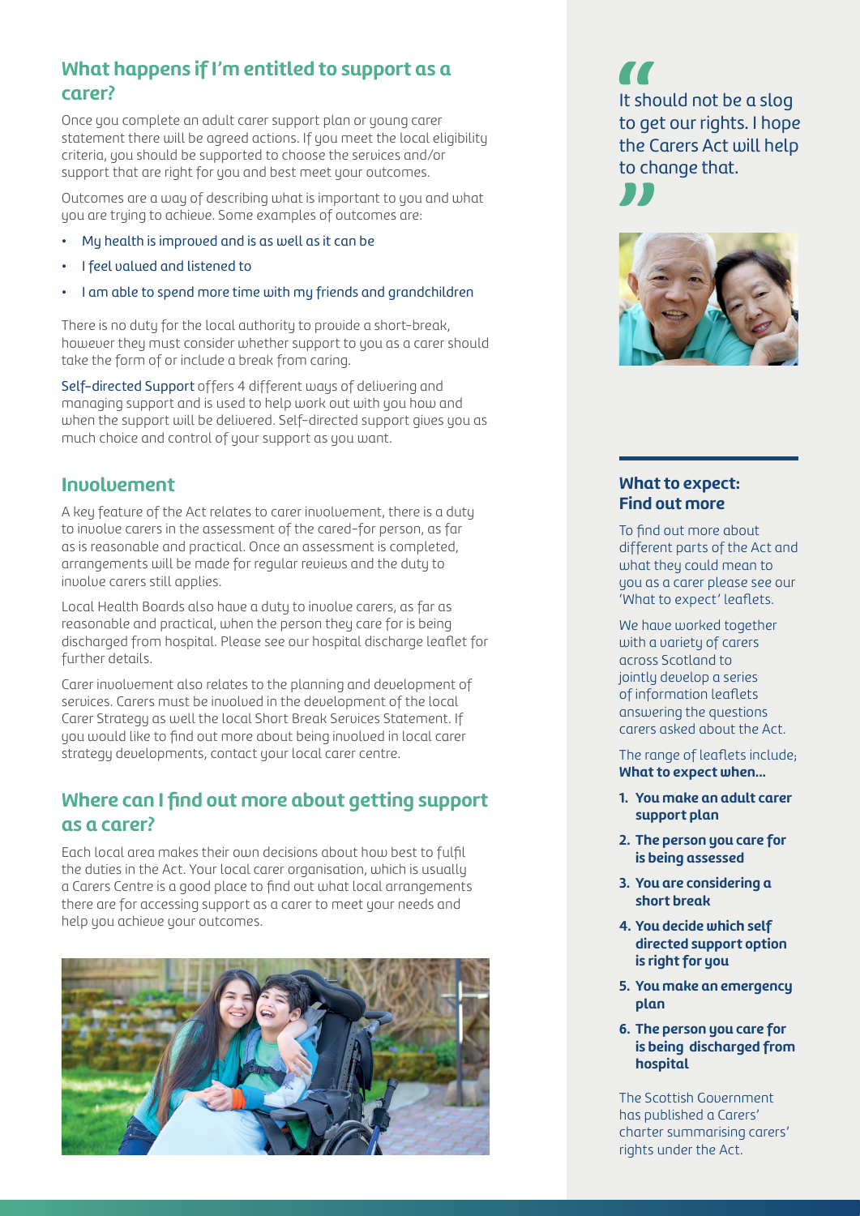## What happens if I'm entitled to support as a carer?

Once you complete an adult carer support plan or young carer statement there will be agreed actions. If you meet the local eligibility criteria, you should be supported to choose the services and/or support that are right for you and best meet your outcomes.

Outcomes are a way of describing what is important to you and what you are trying to achieve. Some examples of outcomes are:

- My health is improved and is as well as it can be
- I feel valued and listened to
- I am able to spend more time with my friends and grandchildren

There is no duty for the local authority to provide a short-break, however they must consider whether support to you as a carer should take the form of or include a break from caring.

Self-directed Support offers 4 different ways of delivering and managing support and is used to help work out with you how and when the support will be delivered. Self-directed support gives you as much choice and control of your support as you want.

## Involvement

A key feature of the Act relates to carer involvement, there is a duty to involve carers in the assessment of the cared-for person, as far as is reasonable and practical. Once an assessment is completed, arrangements will be made for regular reviews and the duty to involve carers still applies.

Local Health Boards also have a duty to involve carers, as far as reasonable and practical, when the person they care for is being discharged from hospital. Please see our hospital discharge leaflet for further details.

Carer involvement also relates to the planning and development of services. Carers must be involved in the development of the local Carer Strategy as well the local Short Break Services Statement. If you would like to find out more about being involved in local carer strategy developments, contact your local carer centre.

## Where can I find out more about getting support as a carer?

Each local area makes their own decisions about how best to fulfil the duties in the Act. Your local carer organisation, which is usually a Carers Centre is a good place to find out what local arrangements there are for accessing support as a carer to meet your needs and help you achieve your outcomes.

> "It should not be a slog to get our rights. I hope the Carers Act will help to change that."

### What to expect: Find out more

To find out more about different parts of the Act and what they could mean to you as a carer please see our 'What to expect' leaflets.

We have worked together with a variety of carers across Scotland to jointly develop a series of information leaflets answering the questions carers asked about the Act.

The range of leaflets include; **What to expect when...**

1. **You make an adult carer support plan**
2. **The person you care for is being assessed**
3. **You are considering a short break**
4. **You decide which self directed support option is right for you**
5. **You make an emergency plan**
6. **The person you care for is being discharged from hospital**

The Scottish Government has published a Carers' charter summarising carers' rights under the Act.